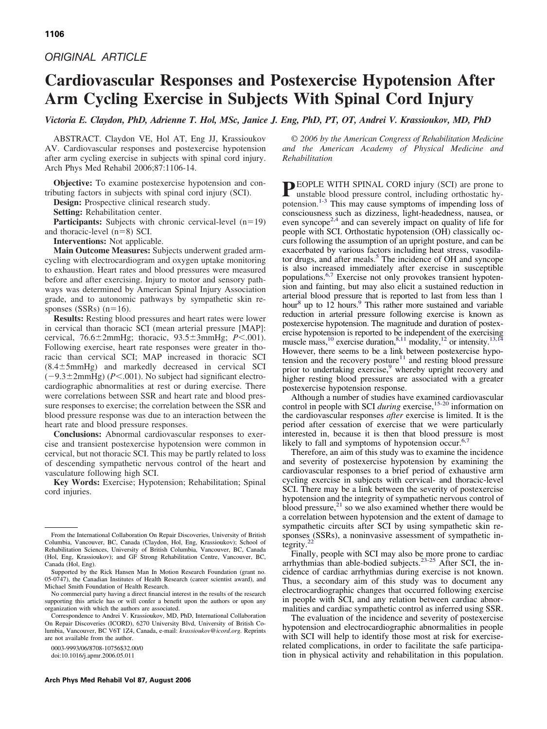ORIGINAL ARTICLE

# Cardiovascular Responses and Postexercise Hypotension After Arm Cycling Exercise in Subjects With Spinal Cord Injury

*Victoria E. Claydon, PhD, Adrienne T. Hol, MSc, Janice J. Eng, PhD, PT, OT, Andrei V. Krassioukov, MD, PhD*

ABSTRACT. Claydon VE, Hol AT, Eng JJ, Krassioukov AV. Cardiovascular responses and postexercise hypotension after arm cycling exercise in subjects with spinal cord injury. Arch Phys Med Rehabil 2006;87:1106-14.

**Objective:** To examine postexercise hypotension and contributing factors in subjects with spinal cord injury (SCI).

**Design:** Prospective clinical research study.

**Setting:** Rehabilitation center.

**Participants:** Subjects with chronic cervical-level (n=19) and thoracic-level (n=8) SCI.

**Interventions:** Not applicable.

**Main Outcome Measures:** Subjects underwent graded arm-cycling with electrocardiogram and oxygen uptake monitoring to exhaustion. Heart rates and blood pressures were measured before and after exercising. Injury to motor and sensory pathways was determined by American Spinal Injury Association grade, and to autonomic pathways by sympathetic skin responses (SSRs) (n=16).

**Results:** Resting blood pressures and heart rates were lower in cervical than thoracic SCI (mean arterial pressure [MAP]: cervical, 76.6±2mmHg; thoracic, 93.5±3mmHg; $P<.001$). Following exercise, heart rate responses were greater in thoracic than cervical SCI; MAP increased in thoracic SCI (8.4±5mmHg) and markedly decreased in cervical SCI (−9.3±2mmHg) ($P<.001$). No subject had significant electrocardiographic abnormalities at rest or during exercise. There were correlations between SSR and heart rate and blood pressure responses to exercise; the correlation between the SSR and blood pressure response was due to an interaction between the heart rate and blood pressure responses.

**Conclusions:** Abnormal cardiovascular responses to exercise and transient postexercise hypotension were common in cervical, but not thoracic SCI. This may be partly related to loss of descending sympathetic nervous control of the heart and vasculature following high SCI.

**Key Words:** Exercise; Hypotension; Rehabilitation; Spinal cord injuries.

*© 2006 by the American Congress of Rehabilitation Medicine and the American Academy of Physical Medicine and Rehabilitation*

PEOPLE WITH SPINAL CORD injury (SCI) are prone to unstable blood pressure control, including orthostatic hypotension.[1-3] This may cause symptoms of impending loss of consciousness such as dizziness, light-headedness, nausea, or even syncope[2,4] and can severely impact on quality of life for people with SCI. Orthostatic hypotension (OH) classically occurs following the assumption of an upright posture, and can be exacerbated by various factors including heat stress, vasodilator drugs, and after meals.[5] The incidence of OH and syncope is also increased immediately after exercise in susceptible populations.[6,7] Exercise not only provokes transient hypotension and fainting, but may also elicit a sustained reduction in arterial blood pressure that is reported to last from less than 1 hour[8] up to 12 hours.[9] This rather more sustained and variable reduction in arterial pressure following exercise is known as postexercise hypotension. The magnitude and duration of postexercise hypotension is reported to be independent of the exercising muscle mass,[10] exercise duration,[8,11] modality,[12] or intensity.[13,14] However, there seems to be a link between postexercise hypotension and the recovery posture[11] and resting blood pressure prior to undertaking exercise,[9] whereby upright recovery and higher resting blood pressures are associated with a greater postexercise hypotension response.

Although a number of studies have examined cardiovascular control in people with SCI *during* exercise,[15-20] information on the cardiovascular responses *after* exercise is limited. It is the period after cessation of exercise that we were particularly interested in, because it is then that blood pressure is most likely to fall and symptoms of hypotension occur.[6,7]

Therefore, an aim of this study was to examine the incidence and severity of postexercise hypotension by examining the cardiovascular responses to a brief period of exhaustive arm cycling exercise in subjects with cervical- and thoracic-level SCI. There may be a link between the severity of postexercise hypotension and the integrity of sympathetic nervous control of blood pressure,[21] so we also examined whether there would be a correlation between hypotension and the extent of damage to sympathetic circuits after SCI by using sympathetic skin responses (SSRs), a noninvasive assessment of sympathetic integrity.[22]

Finally, people with SCI may also be more prone to cardiac arrhythmias than able-bodied subjects.[23-25] After SCI, the incidence of cardiac arrhythmias during exercise is not known. Thus, a secondary aim of this study was to document any electrocardiographic changes that occurred following exercise in people with SCI, and any relation between cardiac abnormalities and cardiac sympathetic control as inferred using SSR.

The evaluation of the incidence and severity of postexercise hypotension and electrocardiographic abnormalities in people with SCI will help to identify those most at risk for exercise-related complications, in order to facilitate the safe participation in physical activity and rehabilitation in this population.

From the International Collaboration On Repair Discoveries, University of British Columbia, Vancouver, BC, Canada (Claydon, Hol, Eng, Krassioukov); School of Rehabilitation Sciences, University of British Columbia, Vancouver, BC, Canada (Hol, Eng, Krassioukov); and GF Strong Rehabilitation Centre, Vancouver, BC, Canada (Hol, Eng).

Supported by the Rick Hansen Man In Motion Research Foundation (grant no. 05-0747), the Canadian Institutes of Health Research (career scientist award), and Michael Smith Foundation of Health Research.

No commercial party having a direct financial interest in the results of the research supporting this article has or will confer a benefit upon the authors or upon any organization with which the authors are associated.

Correspondence to Andrei V. Krassioukov, MD, PhD, International Collaboration On Repair Discoveries (ICORD), 6270 University Blvd, University of British Columbia, Vancouver, BC V6T 1Z4, Canada, e-mail: *krassioukov@icord.org*. Reprints are not available from the author.

0003-9993/06/8708-10756$32.00/0
doi:10.1016/j.apmr.2006.05.011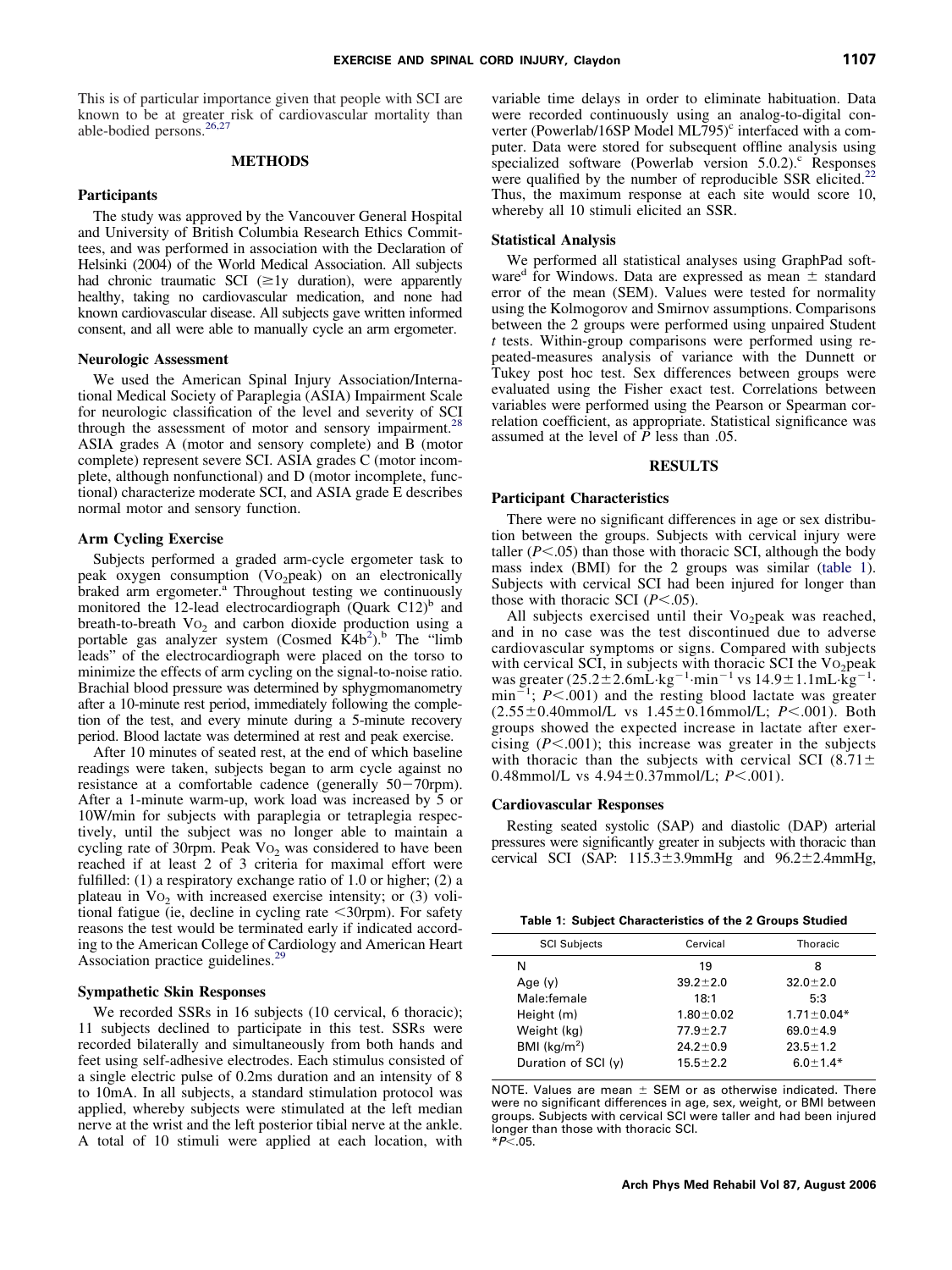This is of particular importance given that people with SCI are known to be at greater risk of cardiovascular mortality than able-bodied persons.[26,27]

## METHODS

### Participants

The study was approved by the Vancouver General Hospital and University of British Columbia Research Ethics Committees, and was performed in association with the Declaration of Helsinki (2004) of the World Medical Association. All subjects had chronic traumatic SCI (≥1y duration), were apparently healthy, taking no cardiovascular medication, and none had known cardiovascular disease. All subjects gave written informed consent, and all were able to manually cycle an arm ergometer.

### Neurologic Assessment

We used the American Spinal Injury Association/International Medical Society of Paraplegia (ASIA) Impairment Scale for neurologic classification of the level and severity of SCI through the assessment of motor and sensory impairment.[28] ASIA grades A (motor and sensory complete) and B (motor complete) represent severe SCI. ASIA grades C (motor incomplete, although nonfunctional) and D (motor incomplete, functional) characterize moderate SCI, and ASIA grade E describes normal motor and sensory function.

### Arm Cycling Exercise

Subjects performed a graded arm-cycle ergometer task to peak oxygen consumption ($\dot{V}O_2$peak) on an electronically braked arm ergometer.[a] Throughout testing we continuously monitored the 12-lead electrocardiograph (Quark C12)[b] and breath-to-breath $\dot{V}O_2$ and carbon dioxide production using a portable gas analyzer system (Cosmed K4b[2]).[b] The "limb leads" of the electrocardiograph were placed on the torso to minimize the effects of arm cycling on the signal-to-noise ratio. Brachial blood pressure was determined by sphygmomanometry after a 10-minute rest period, immediately following the completion of the test, and every minute during a 5-minute recovery period. Blood lactate was determined at rest and peak exercise.

After 10 minutes of seated rest, at the end of which baseline readings were taken, subjects began to arm cycle against no resistance at a comfortable cadence (generally 50–70rpm). After a 1-minute warm-up, work load was increased by 5 or 10W/min for subjects with paraplegia or tetraplegia respectively, until the subject was no longer able to maintain a cycling rate of 30rpm. Peak $\dot{V}O_2$ was considered to have been reached if at least 2 of 3 criteria for maximal effort were fulfilled: (1) a respiratory exchange ratio of 1.0 or higher; (2) a plateau in $\dot{V}O_2$ with increased exercise intensity; or (3) volitional fatigue (ie, decline in cycling rate <30rpm). For safety reasons the test would be terminated early if indicated according to the American College of Cardiology and American Heart Association practice guidelines.[29]

### Sympathetic Skin Responses

We recorded SSRs in 16 subjects (10 cervical, 6 thoracic); 11 subjects declined to participate in this test. SSRs were recorded bilaterally and simultaneously from both hands and feet using self-adhesive electrodes. Each stimulus consisted of a single electric pulse of 0.2ms duration and an intensity of 8 to 10mA. In all subjects, a standard stimulation protocol was applied, whereby subjects were stimulated at the left median nerve at the wrist and the left posterior tibial nerve at the ankle. A total of 10 stimuli were applied at each location, with variable time delays in order to eliminate habituation. Data were recorded continuously using an analog-to-digital converter (Powerlab/16SP Model ML795)[c] interfaced with a computer. Data were stored for subsequent offline analysis using specialized software (Powerlab version 5.0.2).[c] Responses were qualified by the number of reproducible SSR elicited.[22] Thus, the maximum response at each site would score 10, whereby all 10 stimuli elicited an SSR.

### Statistical Analysis

We performed all statistical analyses using GraphPad software[d] for Windows. Data are expressed as mean ± standard error of the mean (SEM). Values were tested for normality using the Kolmogorov and Smirnov assumptions. Comparisons between the 2 groups were performed using unpaired Student *t* tests. Within-group comparisons were performed using repeated-measures analysis of variance with the Dunnett or Tukey post hoc test. Sex differences between groups were evaluated using the Fisher exact test. Correlations between variables were performed using the Pearson or Spearman correlation coefficient, as appropriate. Statistical significance was assumed at the level of $P$ less than .05.

## RESULTS

### Participant Characteristics

There were no significant differences in age or sex distribution between the groups. Subjects with cervical injury were taller ($P<.05$) than those with thoracic SCI, although the body mass index (BMI) for the 2 groups was similar (table 1). Subjects with cervical SCI had been injured for longer than those with thoracic SCI ($P<.05$).

All subjects exercised until their $\dot{V}O_2$peak was reached, and in no case was the test discontinued due to adverse cardiovascular symptoms or signs. Compared with subjects with cervical SCI, in subjects with thoracic SCI the $\dot{V}O_2$peak was greater ($25.2\pm2.6$mL·kg$^{-1}$·min$^{-1}$ vs $14.9\pm1.1$mL·kg$^{-1}$·min$^{-1}$; $P<.001$) and the resting blood lactate was greater ($2.55\pm0.40$mmol/L vs $1.45\pm0.16$mmol/L; $P<.001$). Both groups showed the expected increase in lactate after exercising ($P<.001$); this increase was greater in the subjects with thoracic than the subjects with cervical SCI ($8.71\pm0.48$mmol/L vs $4.94\pm0.37$mmol/L; $P<.001$).

### Cardiovascular Responses

Resting seated systolic (SAP) and diastolic (DAP) arterial pressures were significantly greater in subjects with thoracic than cervical SCI (SAP: $115.3\pm3.9$mmHg and $96.2\pm2.4$mmHg,

**Table 1: Subject Characteristics of the 2 Groups Studied**

| SCI Subjects | Cervical | Thoracic |
|---|---|---|
| N | 19 | 8 |
| Age (y) | 39.2±2.0 | 32.0±2.0 |
| Male:female | 18:1 | 5:3 |
| Height (m) | 1.80±0.02 | 1.71±0.04* |
| Weight (kg) | 77.9±2.7 | 69.0±4.9 |
| BMI (kg/m²) | 24.2±0.9 | 23.5±1.2 |
| Duration of SCI (y) | 15.5±2.2 | 6.0±1.4* |

NOTE. Values are mean ± SEM or as otherwise indicated. There were no significant differences in age, sex, weight, or BMI between groups. Subjects with cervical SCI were taller and had been injured longer than those with thoracic SCI.
*$P<.05$.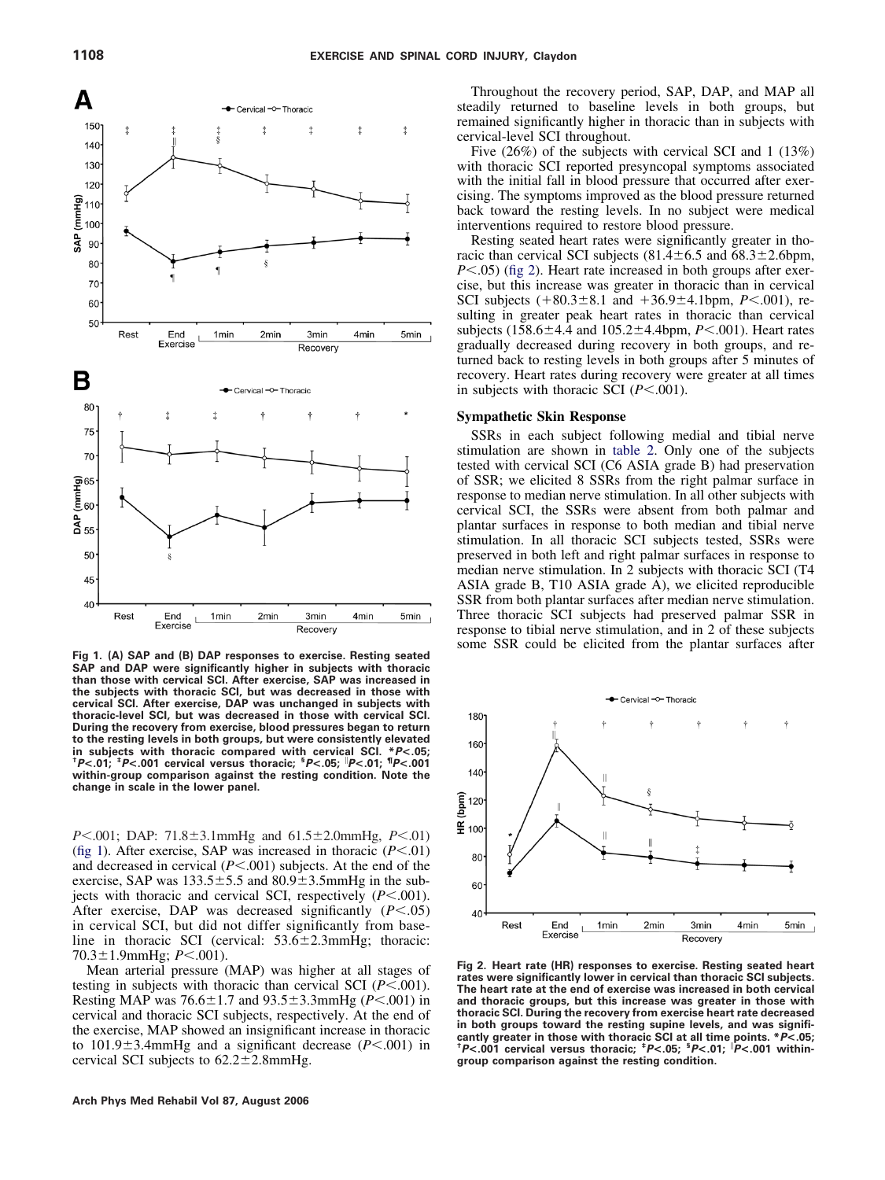**Fig 1. (A) SAP and (B) DAP responses to exercise. Resting seated SAP and DAP were significantly higher in subjects with thoracic than those with cervical SCI. After exercise, SAP was increased in the subjects with thoracic SCI, but was decreased in those with cervical SCI. After exercise, DAP was unchanged in subjects with thoracic-level SCI, but was decreased in those with cervical SCI. During the recovery from exercise, blood pressures began to return to the resting levels in both groups, but were consistently elevated in subjects with thoracic compared with cervical SCI. *$P<.05$; †$P<.01$; ‡$P<.001$ cervical versus thoracic; §$P<.05$; ‖$P<.01$; ¶$P<.001$ within-group comparison against the resting condition. Note the change in scale in the lower panel.**

$P<.001$; DAP: 71.8±3.1mmHg and 61.5±2.0mmHg, $P<.01$) (fig 1). After exercise, SAP was increased in thoracic ($P<.01$) and decreased in cervical ($P<.001$) subjects. At the end of the exercise, SAP was 133.5±5.5 and 80.9±3.5mmHg in the subjects with thoracic and cervical SCI, respectively ($P<.001$). After exercise, DAP was decreased significantly ($P<.05$) in cervical SCI, but did not differ significantly from baseline in thoracic SCI (cervical: 53.6±2.3mmHg; thoracic: 70.3±1.9mmHg; $P<.001$).

Mean arterial pressure (MAP) was higher at all stages of testing in subjects with thoracic than cervical SCI ($P<.001$). Resting MAP was 76.6±1.7 and 93.5±3.3mmHg ($P<.001$) in cervical and thoracic SCI subjects, respectively. At the end of the exercise, MAP showed an insignificant increase in thoracic to 101.9±3.4mmHg and a significant decrease ($P<.001$) in cervical SCI subjects to 62.2±2.8mmHg.

Throughout the recovery period, SAP, DAP, and MAP all steadily returned to baseline levels in both groups, but remained significantly higher in thoracic than in subjects with cervical-level SCI throughout.

Five (26%) of the subjects with cervical SCI and 1 (13%) with thoracic SCI reported presyncopal symptoms associated with the initial fall in blood pressure that occurred after exercising. The symptoms improved as the blood pressure returned back toward the resting levels. In no subject were medical interventions required to restore blood pressure.

Resting seated heart rates were significantly greater in thoracic than cervical SCI subjects (81.4±6.5 and 68.3±2.6bpm, $P<.05$) (fig 2). Heart rate increased in both groups after exercise, but this increase was greater in thoracic than in cervical SCI subjects (+80.3±8.1 and +36.9±4.1bpm, $P<.001$), resulting in greater peak heart rates in thoracic than cervical subjects (158.6±4.4 and 105.2±4.4bpm, $P<.001$). Heart rates gradually decreased during recovery in both groups, and returned back to resting levels in both groups after 5 minutes of recovery. Heart rates during recovery were greater at all times in subjects with thoracic SCI ($P<.001$).

### Sympathetic Skin Response

SSRs in each subject following medial and tibial nerve stimulation are shown in table 2. Only one of the subjects tested with cervical SCI (C6 ASIA grade B) had preservation of SSR; we elicited 8 SSRs from the right palmar surface in response to median nerve stimulation. In all other subjects with cervical SCI, the SSRs were absent from both palmar and plantar surfaces in response to both median and tibial nerve stimulation. In all thoracic SCI subjects tested, SSRs were preserved in both left and right palmar surfaces in response to median nerve stimulation. In 2 subjects with thoracic SCI (T4 ASIA grade B, T10 ASIA grade A), we elicited reproducible SSR from both plantar surfaces after median nerve stimulation. Three thoracic SCI subjects had preserved palmar SSR in response to tibial nerve stimulation, and in 2 of these subjects some SSR could be elicited from the plantar surfaces after

**Fig 2. Heart rate (HR) responses to exercise. Resting seated heart rates were significantly lower in cervical than thoracic SCI subjects. The heart rate at the end of exercise was increased in both cervical and thoracic groups, but this increase was greater in those with thoracic SCI. During the recovery from exercise heart rate decreased in both groups toward the resting supine levels, and was significantly greater in those with thoracic SCI at all time points. *$P<.05$; †$P<.001$ cervical versus thoracic; ‡$P<.05$; §$P<.01$; ‖$P<.001$ within-group comparison against the resting condition.**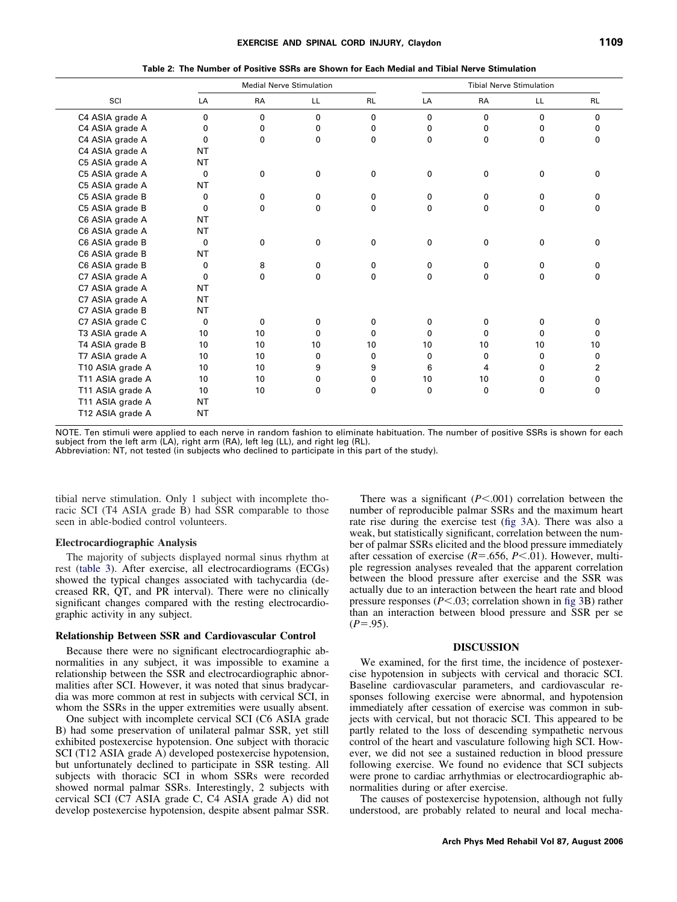**Table 2: The Number of Positive SSRs are Shown for Each Medial and Tibial Nerve Stimulation**

| SCI | Medial Nerve Stimulation | | | | Tibial Nerve Stimulation | | | |
|---|---|---|---|---|---|---|---|---|
| | LA | RA | LL | RL | LA | RA | LL | RL |
| C4 ASIA grade A | 0 | 0 | 0 | 0 | 0 | 0 | 0 | 0 |
| C4 ASIA grade A | 0 | 0 | 0 | 0 | 0 | 0 | 0 | 0 |
| C4 ASIA grade A | 0 | 0 | 0 | 0 | 0 | 0 | 0 | 0 |
| C4 ASIA grade A | NT | | | | | | | |
| C5 ASIA grade A | NT | | | | | | | |
| C5 ASIA grade A | 0 | 0 | 0 | 0 | 0 | 0 | 0 | 0 |
| C5 ASIA grade A | NT | | | | | | | |
| C5 ASIA grade B | 0 | 0 | 0 | 0 | 0 | 0 | 0 | 0 |
| C5 ASIA grade B | 0 | 0 | 0 | 0 | 0 | 0 | 0 | 0 |
| C6 ASIA grade A | NT | | | | | | | |
| C6 ASIA grade A | NT | | | | | | | |
| C6 ASIA grade B | 0 | 0 | 0 | 0 | 0 | 0 | 0 | 0 |
| C6 ASIA grade B | NT | | | | | | | |
| C6 ASIA grade B | 0 | 8 | 0 | 0 | 0 | 0 | 0 | 0 |
| C7 ASIA grade A | 0 | 0 | 0 | 0 | 0 | 0 | 0 | 0 |
| C7 ASIA grade A | NT | | | | | | | |
| C7 ASIA grade A | NT | | | | | | | |
| C7 ASIA grade B | NT | | | | | | | |
| C7 ASIA grade C | 0 | 0 | 0 | 0 | 0 | 0 | 0 | 0 |
| T3 ASIA grade A | 10 | 10 | 0 | 0 | 0 | 0 | 0 | 0 |
| T4 ASIA grade B | 10 | 10 | 10 | 10 | 10 | 10 | 10 | 10 |
| T7 ASIA grade A | 10 | 10 | 0 | 0 | 0 | 0 | 0 | 0 |
| T10 ASIA grade A | 10 | 10 | 9 | 9 | 6 | 4 | 0 | 2 |
| T11 ASIA grade A | 10 | 10 | 0 | 0 | 10 | 10 | 0 | 0 |
| T11 ASIA grade A | 10 | 10 | 0 | 0 | 0 | 0 | 0 | 0 |
| T11 ASIA grade A | NT | | | | | | | |
| T12 ASIA grade A | NT | | | | | | | |

NOTE. Ten stimuli were applied to each nerve in random fashion to eliminate habituation. The number of positive SSRs is shown for each subject from the left arm (LA), right arm (RA), left leg (LL), and right leg (RL).
Abbreviation: NT, not tested (in subjects who declined to participate in this part of the study).

tibial nerve stimulation. Only 1 subject with incomplete thoracic SCI (T4 ASIA grade B) had SSR comparable to those seen in able-bodied control volunteers.

### Electrocardiographic Analysis

The majority of subjects displayed normal sinus rhythm at rest (table 3). After exercise, all electrocardiograms (ECGs) showed the typical changes associated with tachycardia (decreased RR, QT, and PR interval). There were no clinically significant changes compared with the resting electrocardiographic activity in any subject.

### Relationship Between SSR and Cardiovascular Control

Because there were no significant electrocardiographic abnormalities in any subject, it was impossible to examine a relationship between the SSR and electrocardiographic abnormalities after SCI. However, it was noted that sinus bradycardia was more common at rest in subjects with cervical SCI, in whom the SSRs in the upper extremities were usually absent.

One subject with incomplete cervical SCI (C6 ASIA grade B) had some preservation of unilateral palmar SSR, yet still exhibited postexercise hypotension. One subject with thoracic SCI (T12 ASIA grade A) developed postexercise hypotension, but unfortunately declined to participate in SSR testing. All subjects with thoracic SCI in whom SSRs were recorded showed normal palmar SSRs. Interestingly, 2 subjects with cervical SCI (C7 ASIA grade C, C4 ASIA grade A) did not develop postexercise hypotension, despite absent palmar SSR.

There was a significant ($P<.001$) correlation between the number of reproducible palmar SSRs and the maximum heart rate rise during the exercise test (fig 3A). There was also a weak, but statistically significant, correlation between the number of palmar SSRs elicited and the blood pressure immediately after cessation of exercise ($R=.656$, $P<.01$). However, multiple regression analyses revealed that the apparent correlation between the blood pressure after exercise and the SSR was actually due to an interaction between the heart rate and blood pressure responses ($P<.03$; correlation shown in fig 3B) rather than an interaction between blood pressure and SSR per se ($P=.95$).

## DISCUSSION

We examined, for the first time, the incidence of postexercise hypotension in subjects with cervical and thoracic SCI. Baseline cardiovascular parameters, and cardiovascular responses following exercise were abnormal, and hypotension immediately after cessation of exercise was common in subjects with cervical, but not thoracic SCI. This appeared to be partly related to the loss of descending sympathetic nervous control of the heart and vasculature following high SCI. However, we did not see a sustained reduction in blood pressure following exercise. We found no evidence that SCI subjects were prone to cardiac arrhythmias or electrocardiographic abnormalities during or after exercise.

The causes of postexercise hypotension, although not fully understood, are probably related to neural and local mecha-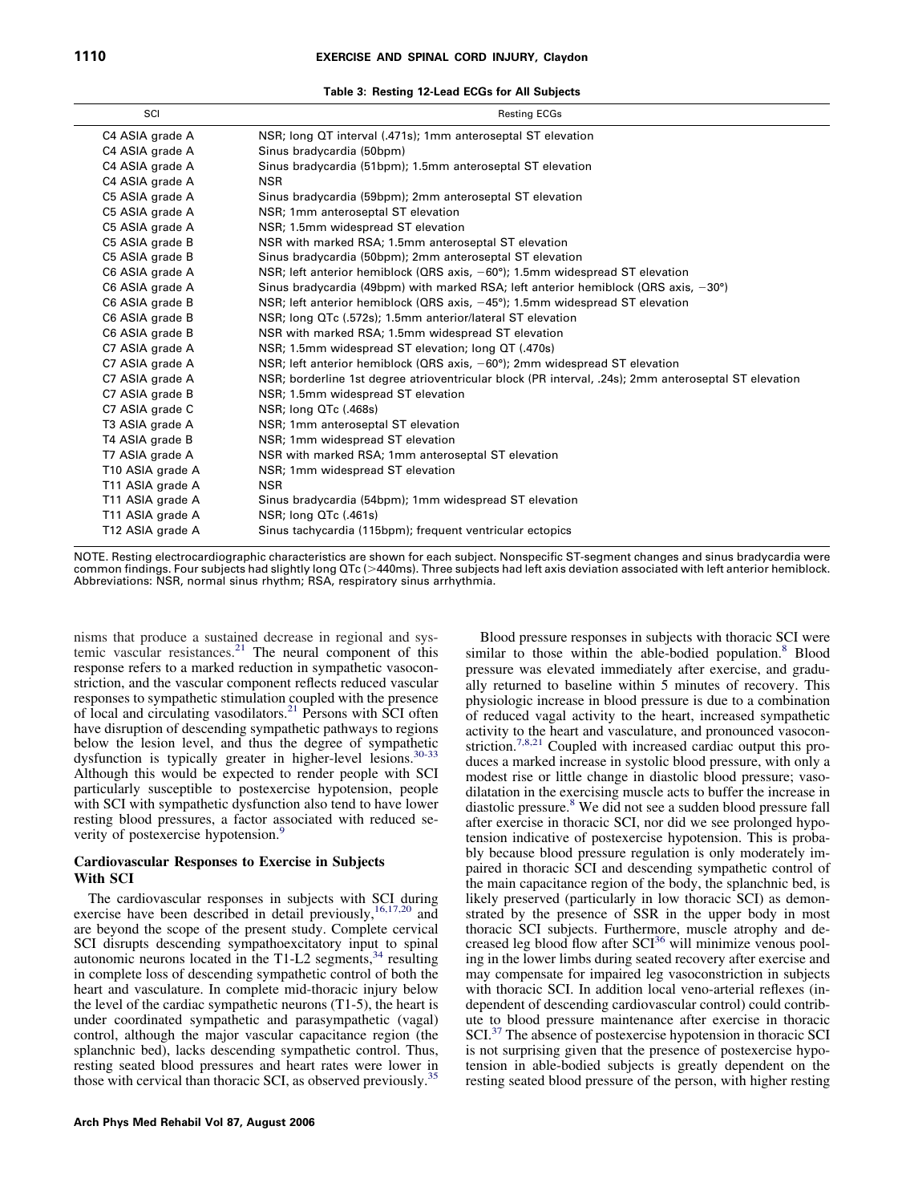**Table 3: Resting 12-Lead ECGs for All Subjects**

| SCI | Resting ECGs |
|---|---|
| C4 ASIA grade A | NSR; long QT interval (.471s); 1mm anteroseptal ST elevation |
| C4 ASIA grade A | Sinus bradycardia (50bpm) |
| C4 ASIA grade A | Sinus bradycardia (51bpm); 1.5mm anteroseptal ST elevation |
| C4 ASIA grade A | NSR |
| C5 ASIA grade A | Sinus bradycardia (59bpm); 2mm anteroseptal ST elevation |
| C5 ASIA grade A | NSR; 1mm anteroseptal ST elevation |
| C5 ASIA grade A | NSR; 1.5mm widespread ST elevation |
| C5 ASIA grade B | NSR with marked RSA; 1.5mm anteroseptal ST elevation |
| C5 ASIA grade B | Sinus bradycardia (50bpm); 2mm anteroseptal ST elevation |
| C6 ASIA grade A | NSR; left anterior hemiblock (QRS axis, −60°); 1.5mm widespread ST elevation |
| C6 ASIA grade A | Sinus bradycardia (49bpm) with marked RSA; left anterior hemiblock (QRS axis, −30°) |
| C6 ASIA grade B | NSR; left anterior hemiblock (QRS axis, −45°); 1.5mm widespread ST elevation |
| C6 ASIA grade B | NSR; long QTc (.572s); 1.5mm anterior/lateral ST elevation |
| C6 ASIA grade B | NSR with marked RSA; 1.5mm widespread ST elevation |
| C7 ASIA grade A | NSR; 1.5mm widespread ST elevation; long QT (.470s) |
| C7 ASIA grade A | NSR; left anterior hemiblock (QRS axis, −60°); 2mm widespread ST elevation |
| C7 ASIA grade A | NSR; borderline 1st degree atrioventricular block (PR interval, .24s); 2mm anteroseptal ST elevation |
| C7 ASIA grade B | NSR; 1.5mm widespread ST elevation |
| C7 ASIA grade C | NSR; long QTc (.468s) |
| T3 ASIA grade A | NSR; 1mm anteroseptal ST elevation |
| T4 ASIA grade B | NSR; 1mm widespread ST elevation |
| T7 ASIA grade A | NSR with marked RSA; 1mm anteroseptal ST elevation |
| T10 ASIA grade A | NSR; 1mm widespread ST elevation |
| T11 ASIA grade A | NSR |
| T11 ASIA grade A | Sinus bradycardia (54bpm); 1mm widespread ST elevation |
| T11 ASIA grade A | NSR; long QTc (.461s) |
| T12 ASIA grade A | Sinus tachycardia (115bpm); frequent ventricular ectopics |

NOTE. Resting electrocardiographic characteristics are shown for each subject. Nonspecific ST-segment changes and sinus bradycardia were common findings. Four subjects had slightly long QTc (>440ms). Three subjects had left axis deviation associated with left anterior hemiblock. Abbreviations: NSR, normal sinus rhythm; RSA, respiratory sinus arrhythmia.

nisms that produce a sustained decrease in regional and systemic vascular resistances.[21] The neural component of this response refers to a marked reduction in sympathetic vasoconstriction, and the vascular component reflects reduced vascular responses to sympathetic stimulation coupled with the presence of local and circulating vasodilators.[21] Persons with SCI often have disruption of descending sympathetic pathways to regions below the lesion level, and thus the degree of sympathetic dysfunction is typically greater in higher-level lesions.[30-33] Although this would be expected to render people with SCI particularly susceptible to postexercise hypotension, people with SCI with sympathetic dysfunction also tend to have lower resting blood pressures, a factor associated with reduced severity of postexercise hypotension.[9]

### Cardiovascular Responses to Exercise in Subjects With SCI

The cardiovascular responses in subjects with SCI during exercise have been described in detail previously,[16,17,20] and are beyond the scope of the present study. Complete cervical SCI disrupts descending sympathoexcitatory input to spinal autonomic neurons located in the T1-L2 segments,[34] resulting in complete loss of descending sympathetic control of both the heart and vasculature. In complete mid-thoracic injury below the level of the cardiac sympathetic neurons (T1-5), the heart is under coordinated sympathetic and parasympathetic (vagal) control, although the major vascular capacitance region (the splanchnic bed), lacks descending sympathetic control. Thus, resting seated blood pressures and heart rates were lower in those with cervical than thoracic SCI, as observed previously.[35]

Blood pressure responses in subjects with thoracic SCI were similar to those within the able-bodied population.[8] Blood pressure was elevated immediately after exercise, and gradually returned to baseline within 5 minutes of recovery. This physiologic increase in blood pressure is due to a combination of reduced vagal activity to the heart, increased sympathetic activity to the heart and vasculature, and pronounced vasoconstriction.[7,8,21] Coupled with increased cardiac output this produces a marked increase in systolic blood pressure, with only a modest rise or little change in diastolic blood pressure; vasodilatation in the exercising muscle acts to buffer the increase in diastolic pressure.[8] We did not see a sudden blood pressure fall after exercise in thoracic SCI, nor did we see prolonged hypotension indicative of postexercise hypotension. This is probably because blood pressure regulation is only moderately impaired in thoracic SCI and descending sympathetic control of the main capacitance region of the body, the splanchnic bed, is likely preserved (particularly in low thoracic SCI) as demonstrated by the presence of SSR in the upper body in most thoracic SCI subjects. Furthermore, muscle atrophy and decreased leg blood flow after SCI[36] will minimize venous pooling in the lower limbs during seated recovery after exercise and may compensate for impaired leg vasoconstriction in subjects with thoracic SCI. In addition local veno-arterial reflexes (independent of descending cardiovascular control) could contribute to blood pressure maintenance after exercise in thoracic SCI.[37] The absence of postexercise hypotension in thoracic SCI is not surprising given that the presence of postexercise hypotension in able-bodied subjects is greatly dependent on the resting seated blood pressure of the person, with higher resting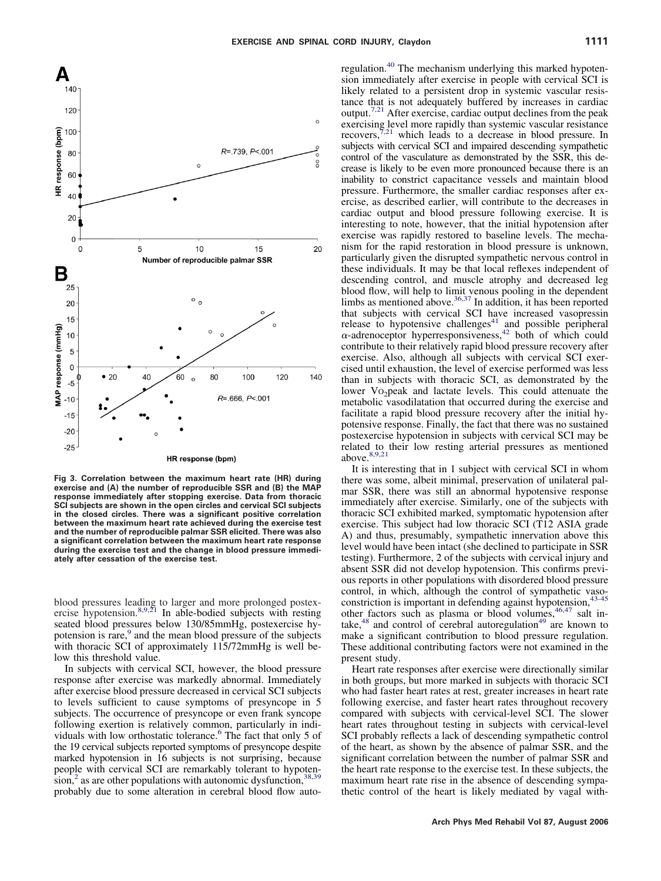Fig 3. Correlation between the maximum heart rate (HR) during exercise and (A) the number of reproducible SSR and (B) the MAP response immediately after stopping exercise. Data from thoracic SCI subjects are shown in the open circles and cervical SCI subjects in the closed circles. There was a significant positive correlation between the maximum heart rate achieved during the exercise test and the number of reproducible palmar SSR elicited. There was also a significant correlation between the maximum heart rate response during the exercise test and the change in blood pressure immediately after cessation of the exercise test.

blood pressures leading to larger and more prolonged postexercise hypotension.[8,9,21] In able-bodied subjects with resting seated blood pressures below 130/85mmHg, postexercise hypotension is rare,[9] and the mean blood pressure of the subjects with thoracic SCI of approximately 115/72mmHg is well below this threshold value.

In subjects with cervical SCI, however, the blood pressure response after exercise was markedly abnormal. Immediately after exercise blood pressure decreased in cervical SCI subjects to levels sufficient to cause symptoms of presyncope in 5 subjects. The occurrence of presyncope or even frank syncope following exertion is relatively common, particularly in individuals with low orthostatic tolerance.[6] The fact that only 5 of the 19 cervical subjects reported symptoms of presyncope despite marked hypotension in 16 subjects is not surprising, because people with cervical SCI are remarkably tolerant to hypotension,[2] as are other populations with autonomic dysfunction,[38,39] probably due to some alteration in cerebral blood flow autoregulation.[40] The mechanism underlying this marked hypotension immediately after exercise in people with cervical SCI is likely related to a persistent drop in systemic vascular resistance that is not adequately buffered by increases in cardiac output.[7,21] After exercise, cardiac output declines from the peak exercising level more rapidly than systemic vascular resistance recovers,[7,21] which leads to a decrease in blood pressure. In subjects with cervical SCI and impaired descending sympathetic control of the vasculature as demonstrated by the SSR, this decrease is likely to be even more pronounced because there is an inability to constrict capacitance vessels and maintain blood pressure. Furthermore, the smaller cardiac responses after exercise, as described earlier, will contribute to the decreases in cardiac output and blood pressure following exercise. It is interesting to note, however, that the initial hypotension after exercise was rapidly restored to baseline levels. The mechanism for the rapid restoration in blood pressure is unknown, particularly given the disrupted sympathetic nervous control in these individuals. It may be that local reflexes independent of descending control, and muscle atrophy and decreased leg blood flow, will help to limit venous pooling in the dependent limbs as mentioned above.[36,37] In addition, it has been reported that subjects with cervical SCI have increased vasopressin release to hypotensive challenges[41] and possible peripheral $\alpha$-adrenoceptor hyperresponsiveness,[42] both of which could contribute to their relatively rapid blood pressure recovery after exercise. Also, although all subjects with cervical SCI exercised until exhaustion, the level of exercise performed was less than in subjects with thoracic SCI, as demonstrated by the lower $VO_2$peak and lactate levels. This could attenuate the metabolic vasodilatation that occurred during the exercise and facilitate a rapid blood pressure recovery after the initial hypotensive response. Finally, the fact that there was no sustained postexercise hypotension in subjects with cervical SCI may be related to their low resting arterial pressures as mentioned above.[8,9,21]

It is interesting that in 1 subject with cervical SCI in whom there was some, albeit minimal, preservation of unilateral palmar SSR, there was still an abnormal hypotensive response immediately after exercise. Similarly, one of the subjects with thoracic SCI exhibited marked, symptomatic hypotension after exercise. This subject had low thoracic SCI (T12 ASIA grade A) and thus, presumably, sympathetic innervation above this level would have been intact (she declined to participate in SSR testing). Furthermore, 2 of the subjects with cervical injury and absent SSR did not develop hypotension. This confirms previous reports in other populations with disordered blood pressure control, in which, although the control of sympathetic vasoconstriction is important in defending against hypotension,[43-45] other factors such as plasma or blood volumes,[46,47] salt intake,[48] and control of cerebral autoregulation[49] are known to make a significant contribution to blood pressure regulation. These additional contributing factors were not examined in the present study.

Heart rate responses after exercise were directionally similar in both groups, but more marked in subjects with thoracic SCI who had faster heart rates at rest, greater increases in heart rate following exercise, and faster heart rates throughout recovery compared with subjects with cervical-level SCI. The slower heart rates throughout testing in subjects with cervical-level SCI probably reflects a lack of descending sympathetic control of the heart, as shown by the absence of palmar SSR, and the significant correlation between the number of palmar SSR and the heart rate response to the exercise test. In these subjects, the maximum heart rate rise in the absence of descending sympathetic control of the heart is likely mediated by vagal with-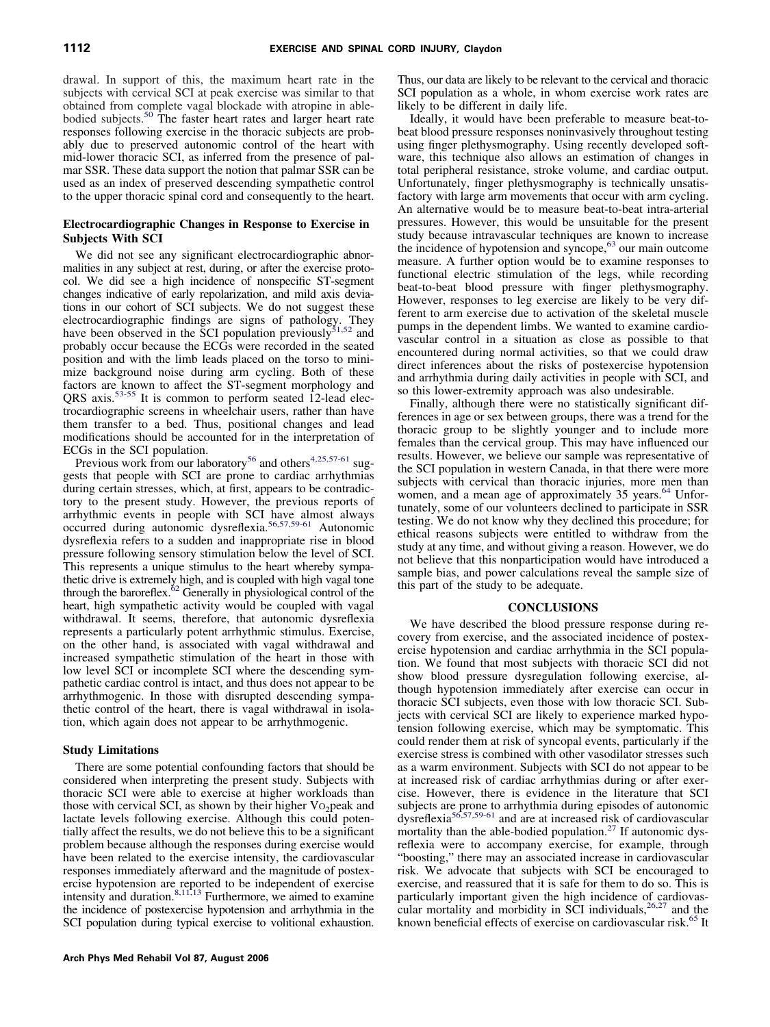drawal. In support of this, the maximum heart rate in the subjects with cervical SCI at peak exercise was similar to that obtained from complete vagal blockade with atropine in able-bodied subjects.[50] The faster heart rates and larger heart rate responses following exercise in the thoracic subjects are probably due to preserved autonomic control of the heart with mid-lower thoracic SCI, as inferred from the presence of palmar SSR. These data support the notion that palmar SSR can be used as an index of preserved descending sympathetic control to the upper thoracic spinal cord and consequently to the heart.

### Electrocardiographic Changes in Response to Exercise in Subjects With SCI

We did not see any significant electrocardiographic abnormalities in any subject at rest, during, or after the exercise protocol. We did see a high incidence of nonspecific ST-segment changes indicative of early repolarization, and mild axis deviations in our cohort of SCI subjects. We do not suggest these electrocardiographic findings are signs of pathology. They have been observed in the SCI population previously[51,52] and probably occur because the ECGs were recorded in the seated position and with the limb leads placed on the torso to minimize background noise during arm cycling. Both of these factors are known to affect the ST-segment morphology and QRS axis.[53-55] It is common to perform seated 12-lead electrocardiographic screens in wheelchair users, rather than have them transfer to a bed. Thus, positional changes and lead modifications should be accounted for in the interpretation of ECGs in the SCI population.

Previous work from our laboratory[56] and others[4,25,57-61] suggests that people with SCI are prone to cardiac arrhythmias during certain stresses, which, at first, appears to be contradictory to the present study. However, the previous reports of arrhythmic events in people with SCI have almost always occurred during autonomic dysreflexia.[56,57,59-61] Autonomic dysreflexia refers to a sudden and inappropriate rise in blood pressure following sensory stimulation below the level of SCI. This represents a unique stimulus to the heart whereby sympathetic drive is extremely high, and is coupled with high vagal tone through the baroreflex.[62] Generally in physiological control of the heart, high sympathetic activity would be coupled with vagal withdrawal. It seems, therefore, that autonomic dysreflexia represents a particularly potent arrhythmic stimulus. Exercise, on the other hand, is associated with vagal withdrawal and increased sympathetic stimulation of the heart in those with low level SCI or incomplete SCI where the descending sympathetic cardiac control is intact, and thus does not appear to be arrhythmogenic. In those with disrupted descending sympathetic control of the heart, there is vagal withdrawal in isolation, which again does not appear to be arrhythmogenic.

### Study Limitations

There are some potential confounding factors that should be considered when interpreting the present study. Subjects with thoracic SCI were able to exercise at higher workloads than those with cervical SCI, as shown by their higher $\dot{V}O_2$peak and lactate levels following exercise. Although this could potentially affect the results, we do not believe this to be a significant problem because although the responses during exercise would have been related to the exercise intensity, the cardiovascular responses immediately afterward and the magnitude of postexercise hypotension are reported to be independent of exercise intensity and duration.[8,11,13] Furthermore, we aimed to examine the incidence of postexercise hypotension and arrhythmia in the SCI population during typical exercise to volitional exhaustion. Thus, our data are likely to be relevant to the cervical and thoracic SCI population as a whole, in whom exercise work rates are likely to be different in daily life.

Ideally, it would have been preferable to measure beat-to-beat blood pressure responses noninvasively throughout testing using finger plethysmography. Using recently developed software, this technique also allows an estimation of changes in total peripheral resistance, stroke volume, and cardiac output. Unfortunately, finger plethysmography is technically unsatisfactory with large arm movements that occur with arm cycling. An alternative would be to measure beat-to-beat intra-arterial pressures. However, this would be unsuitable for the present study because intravascular techniques are known to increase the incidence of hypotension and syncope,[63] our main outcome measure. A further option would be to examine responses to functional electric stimulation of the legs, while recording beat-to-beat blood pressure with finger plethysmography. However, responses to leg exercise are likely to be very different to arm exercise due to activation of the skeletal muscle pumps in the dependent limbs. We wanted to examine cardiovascular control in a situation as close as possible to that encountered during normal activities, so that we could draw direct inferences about the risks of postexercise hypotension and arrhythmia during daily activities in people with SCI, and so this lower-extremity approach was also undesirable.

Finally, although there were no statistically significant differences in age or sex between groups, there was a trend for the thoracic group to be slightly younger and to include more females than the cervical group. This may have influenced our results. However, we believe our sample was representative of the SCI population in western Canada, in that there were more subjects with cervical than thoracic injuries, more men than women, and a mean age of approximately 35 years.[64] Unfortunately, some of our volunteers declined to participate in SSR testing. We do not know why they declined this procedure; for ethical reasons subjects were entitled to withdraw from the study at any time, and without giving a reason. However, we do not believe that this nonparticipation would have introduced a sample bias, and power calculations reveal the sample size of this part of the study to be adequate.

## CONCLUSIONS

We have described the blood pressure response during recovery from exercise, and the associated incidence of postexercise hypotension and cardiac arrhythmia in the SCI population. We found that most subjects with thoracic SCI did not show blood pressure dysregulation following exercise, although hypotension immediately after exercise can occur in thoracic SCI subjects, even those with low thoracic SCI. Subjects with cervical SCI are likely to experience marked hypotension following exercise, which may be symptomatic. This could render them at risk of syncopal events, particularly if the exercise stress is combined with other vasodilator stresses such as a warm environment. Subjects with SCI do not appear to be at increased risk of cardiac arrhythmias during or after exercise. However, there is evidence in the literature that SCI subjects are prone to arrhythmia during episodes of autonomic dysreflexia[56,57,59-61] and are at increased risk of cardiovascular mortality than the able-bodied population.[27] If autonomic dysreflexia were to accompany exercise, for example, through "boosting," there may an associated increase in cardiovascular risk. We advocate that subjects with SCI be encouraged to exercise, and reassured that it is safe for them to do so. This is particularly important given the high incidence of cardiovascular mortality and morbidity in SCI individuals,[26,27] and the known beneficial effects of exercise on cardiovascular risk.[65] It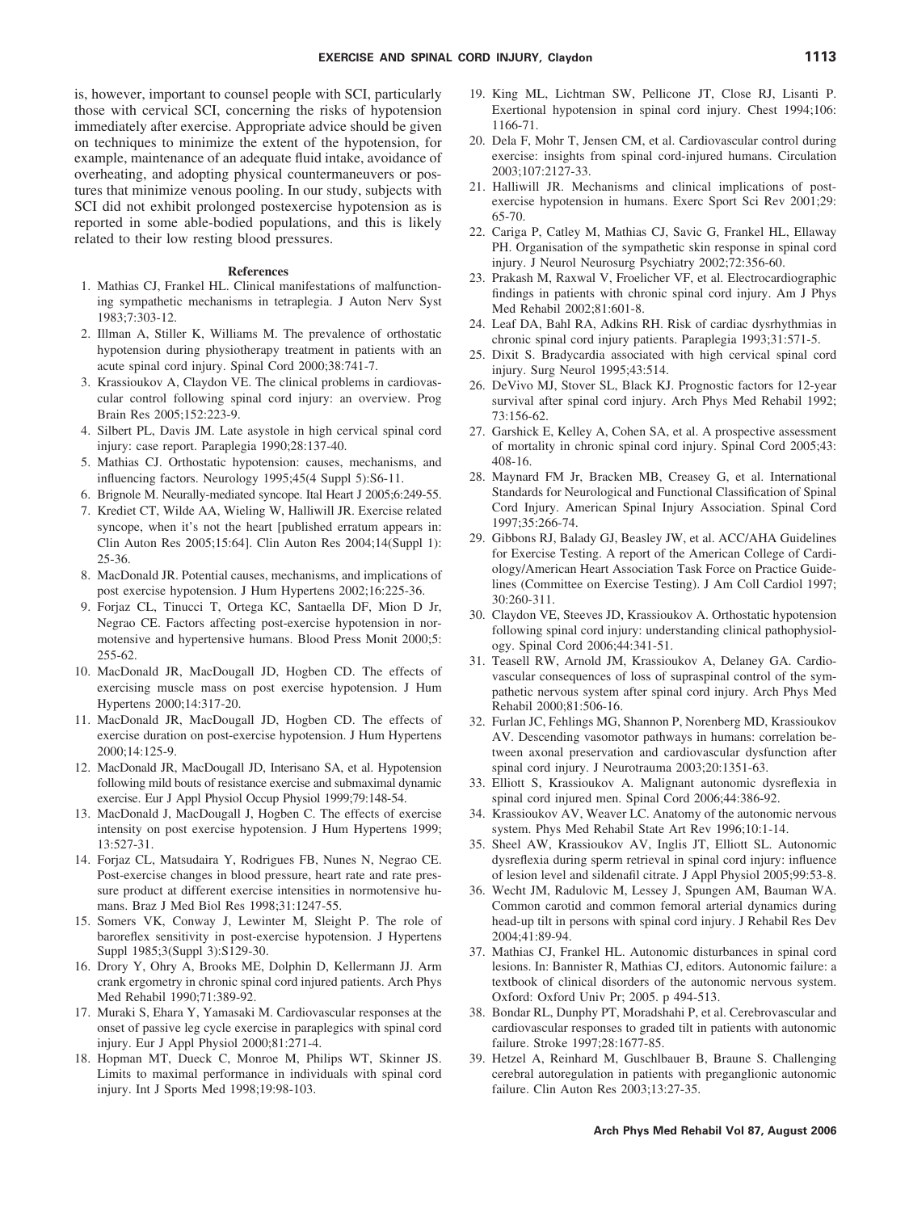is, however, important to counsel people with SCI, particularly those with cervical SCI, concerning the risks of hypotension immediately after exercise. Appropriate advice should be given on techniques to minimize the extent of the hypotension, for example, maintenance of an adequate fluid intake, avoidance of overheating, and adopting physical countermaneuvers or postures that minimize venous pooling. In our study, subjects with SCI did not exhibit prolonged postexercise hypotension as is reported in some able-bodied populations, and this is likely related to their low resting blood pressures.

## References

1. Mathias CJ, Frankel HL. Clinical manifestations of malfunctioning sympathetic mechanisms in tetraplegia. J Auton Nerv Syst 1983;7:303-12.
2. Illman A, Stiller K, Williams M. The prevalence of orthostatic hypotension during physiotherapy treatment in patients with an acute spinal cord injury. Spinal Cord 2000;38:741-7.
3. Krassioukov A, Claydon VE. The clinical problems in cardiovascular control following spinal cord injury: an overview. Prog Brain Res 2005;152:223-9.
4. Silbert PL, Davis JM. Late asystole in high cervical spinal cord injury: case report. Paraplegia 1990;28:137-40.
5. Mathias CJ. Orthostatic hypotension: causes, mechanisms, and influencing factors. Neurology 1995;45(4 Suppl 5):S6-11.
6. Brignole M. Neurally-mediated syncope. Ital Heart J 2005;6:249-55.
7. Krediet CT, Wilde AA, Wieling W, Halliwill JR. Exercise related syncope, when it's not the heart [published erratum appears in: Clin Auton Res 2005;15:64]. Clin Auton Res 2004;14(Suppl 1): 25-36.
8. MacDonald JR. Potential causes, mechanisms, and implications of post exercise hypotension. J Hum Hypertens 2002;16:225-36.
9. Forjaz CL, Tinucci T, Ortega KC, Santaella DF, Mion D Jr, Negrao CE. Factors affecting post-exercise hypotension in normotensive and hypertensive humans. Blood Press Monit 2000;5: 255-62.
10. MacDonald JR, MacDougall JD, Hogben CD. The effects of exercising muscle mass on post exercise hypotension. J Hum Hypertens 2000;14:317-20.
11. MacDonald JR, MacDougall JD, Hogben CD. The effects of exercise duration on post-exercise hypotension. J Hum Hypertens 2000;14:125-9.
12. MacDonald JR, MacDougall JD, Interisano SA, et al. Hypotension following mild bouts of resistance exercise and submaximal dynamic exercise. Eur J Appl Physiol Occup Physiol 1999;79:148-54.
13. MacDonald J, MacDougall J, Hogben C. The effects of exercise intensity on post exercise hypotension. J Hum Hypertens 1999; 13:527-31.
14. Forjaz CL, Matsudaira Y, Rodrigues FB, Nunes N, Negrao CE. Post-exercise changes in blood pressure, heart rate and rate pressure product at different exercise intensities in normotensive humans. Braz J Med Biol Res 1998;31:1247-55.
15. Somers VK, Conway J, Lewinter M, Sleight P. The role of baroreflex sensitivity in post-exercise hypotension. J Hypertens Suppl 1985;3(Suppl 3):S129-30.
16. Drory Y, Ohry A, Brooks ME, Dolphin D, Kellermann JJ. Arm crank ergometry in chronic spinal cord injured patients. Arch Phys Med Rehabil 1990;71:389-92.
17. Muraki S, Ehara Y, Yamasaki M. Cardiovascular responses at the onset of passive leg cycle exercise in paraplegics with spinal cord injury. Eur J Appl Physiol 2000;81:271-4.
18. Hopman MT, Dueck C, Monroe M, Philips WT, Skinner JS. Limits to maximal performance in individuals with spinal cord injury. Int J Sports Med 1998;19:98-103.
19. King ML, Lichtman SW, Pellicone JT, Close RJ, Lisanti P. Exertional hypotension in spinal cord injury. Chest 1994;106: 1166-71.
20. Dela F, Mohr T, Jensen CM, et al. Cardiovascular control during exercise: insights from spinal cord-injured humans. Circulation 2003;107:2127-33.
21. Halliwill JR. Mechanisms and clinical implications of post-exercise hypotension in humans. Exerc Sport Sci Rev 2001;29: 65-70.
22. Cariga P, Catley M, Mathias CJ, Savic G, Frankel HL, Ellaway PH. Organisation of the sympathetic skin response in spinal cord injury. J Neurol Neurosurg Psychiatry 2002;72:356-60.
23. Prakash M, Raxwal V, Froelicher VF, et al. Electrocardiographic findings in patients with chronic spinal cord injury. Am J Phys Med Rehabil 2002;81:601-8.
24. Leaf DA, Bahl RA, Adkins RH. Risk of cardiac dysrhythmias in chronic spinal cord injury patients. Paraplegia 1993;31:571-5.
25. Dixit S. Bradycardia associated with high cervical spinal cord injury. Surg Neurol 1995;43:514.
26. DeVivo MJ, Stover SL, Black KJ. Prognostic factors for 12-year survival after spinal cord injury. Arch Phys Med Rehabil 1992; 73:156-62.
27. Garshick E, Kelley A, Cohen SA, et al. A prospective assessment of mortality in chronic spinal cord injury. Spinal Cord 2005;43: 408-16.
28. Maynard FM Jr, Bracken MB, Creasey G, et al. International Standards for Neurological and Functional Classification of Spinal Cord Injury. American Spinal Injury Association. Spinal Cord 1997;35:266-74.
29. Gibbons RJ, Balady GJ, Beasley JW, et al. ACC/AHA Guidelines for Exercise Testing. A report of the American College of Cardiology/American Heart Association Task Force on Practice Guidelines (Committee on Exercise Testing). J Am Coll Cardiol 1997; 30:260-311.
30. Claydon VE, Steeves JD, Krassioukov A. Orthostatic hypotension following spinal cord injury: understanding clinical pathophysiology. Spinal Cord 2006;44:341-51.
31. Teasell RW, Arnold JM, Krassioukov A, Delaney GA. Cardiovascular consequences of loss of supraspinal control of the sympathetic nervous system after spinal cord injury. Arch Phys Med Rehabil 2000;81:506-16.
32. Furlan JC, Fehlings MG, Shannon P, Norenberg MD, Krassioukov AV. Descending vasomotor pathways in humans: correlation between axonal preservation and cardiovascular dysfunction after spinal cord injury. J Neurotrauma 2003;20:1351-63.
33. Elliott S, Krassioukov A. Malignant autonomic dysreflexia in spinal cord injured men. Spinal Cord 2006;44:386-92.
34. Krassioukov AV, Weaver LC. Anatomy of the autonomic nervous system. Phys Med Rehabil State Art Rev 1996;10:1-14.
35. Sheel AW, Krassioukov AV, Inglis JT, Elliott SL. Autonomic dysreflexia during sperm retrieval in spinal cord injury: influence of lesion level and sildenafil citrate. J Appl Physiol 2005;99:53-8.
36. Wecht JM, Radulovic M, Lessey J, Spungen AM, Bauman WA. Common carotid and common femoral arterial dynamics during head-up tilt in persons with spinal cord injury. J Rehabil Res Dev 2004;41:89-94.
37. Mathias CJ, Frankel HL. Autonomic disturbances in spinal cord lesions. In: Bannister R, Mathias CJ, editors. Autonomic failure: a textbook of clinical disorders of the autonomic nervous system. Oxford: Oxford Univ Pr; 2005. p 494-513.
38. Bondar RL, Dunphy PT, Moradshahi P, et al. Cerebrovascular and cardiovascular responses to graded tilt in patients with autonomic failure. Stroke 1997;28:1677-85.
39. Hetzel A, Reinhard M, Guschlbauer B, Braune S. Challenging cerebral autoregulation in patients with preganglionic autonomic failure. Clin Auton Res 2003;13:27-35.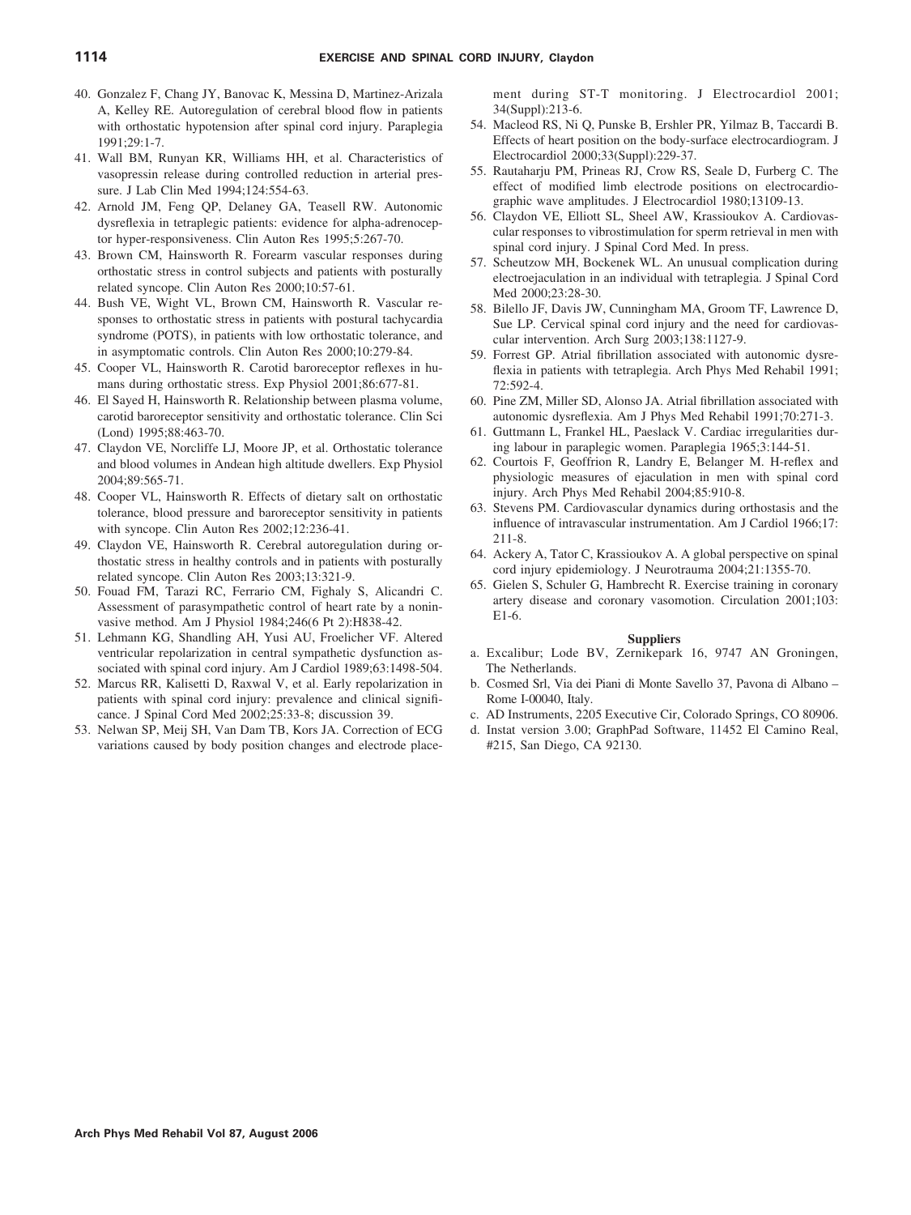40. Gonzalez F, Chang JY, Banovac K, Messina D, Martinez-Arizala A, Kelley RE. Autoregulation of cerebral blood flow in patients with orthostatic hypotension after spinal cord injury. Paraplegia 1991;29:1-7.
41. Wall BM, Runyan KR, Williams HH, et al. Characteristics of vasopressin release during controlled reduction in arterial pressure. J Lab Clin Med 1994;124:554-63.
42. Arnold JM, Feng QP, Delaney GA, Teasell RW. Autonomic dysreflexia in tetraplegic patients: evidence for alpha-adrenoceptor hyper-responsiveness. Clin Auton Res 1995;5:267-70.
43. Brown CM, Hainsworth R. Forearm vascular responses during orthostatic stress in control subjects and patients with posturally related syncope. Clin Auton Res 2000;10:57-61.
44. Bush VE, Wight VL, Brown CM, Hainsworth R. Vascular responses to orthostatic stress in patients with postural tachycardia syndrome (POTS), in patients with low orthostatic tolerance, and in asymptomatic controls. Clin Auton Res 2000;10:279-84.
45. Cooper VL, Hainsworth R. Carotid baroreceptor reflexes in humans during orthostatic stress. Exp Physiol 2001;86:677-81.
46. El Sayed H, Hainsworth R. Relationship between plasma volume, carotid baroreceptor sensitivity and orthostatic tolerance. Clin Sci (Lond) 1995;88:463-70.
47. Claydon VE, Norcliffe LJ, Moore JP, et al. Orthostatic tolerance and blood volumes in Andean high altitude dwellers. Exp Physiol 2004;89:565-71.
48. Cooper VL, Hainsworth R. Effects of dietary salt on orthostatic tolerance, blood pressure and baroreceptor sensitivity in patients with syncope. Clin Auton Res 2002;12:236-41.
49. Claydon VE, Hainsworth R. Cerebral autoregulation during orthostatic stress in healthy controls and in patients with posturally related syncope. Clin Auton Res 2003;13:321-9.
50. Fouad FM, Tarazi RC, Ferrario CM, Fighaly S, Alicandri C. Assessment of parasympathetic control of heart rate by a noninvasive method. Am J Physiol 1984;246(6 Pt 2):H838-42.
51. Lehmann KG, Shandling AH, Yusi AU, Froelicher VF. Altered ventricular repolarization in central sympathetic dysfunction associated with spinal cord injury. Am J Cardiol 1989;63:1498-504.
52. Marcus RR, Kalisetti D, Raxwal V, et al. Early repolarization in patients with spinal cord injury: prevalence and clinical significance. J Spinal Cord Med 2002;25:33-8; discussion 39.
53. Nelwan SP, Meij SH, Van Dam TB, Kors JA. Correction of ECG variations caused by body position changes and electrode placement during ST-T monitoring. J Electrocardiol 2001; 34(Suppl):213-6.
54. Macleod RS, Ni Q, Punske B, Ershler PR, Yilmaz B, Taccardi B. Effects of heart position on the body-surface electrocardiogram. J Electrocardiol 2000;33(Suppl):229-37.
55. Rautaharju PM, Prineas RJ, Crow RS, Seale D, Furberg C. The effect of modified limb electrode positions on electrocardiographic wave amplitudes. J Electrocardiol 1980;13109-13.
56. Claydon VE, Elliott SL, Sheel AW, Krassioukov A. Cardiovascular responses to vibrostimulation for sperm retrieval in men with spinal cord injury. J Spinal Cord Med. In press.
57. Scheutzow MH, Bockenek WL. An unusual complication during electroejaculation in an individual with tetraplegia. J Spinal Cord Med 2000;23:28-30.
58. Bilello JF, Davis JW, Cunningham MA, Groom TF, Lawrence D, Sue LP. Cervical spinal cord injury and the need for cardiovascular intervention. Arch Surg 2003;138:1127-9.
59. Forrest GP. Atrial fibrillation associated with autonomic dysreflexia in patients with tetraplegia. Arch Phys Med Rehabil 1991; 72:592-4.
60. Pine ZM, Miller SD, Alonso JA. Atrial fibrillation associated with autonomic dysreflexia. Am J Phys Med Rehabil 1991;70:271-3.
61. Guttmann L, Frankel HL, Paeslack V. Cardiac irregularities during labour in paraplegic women. Paraplegia 1965;3:144-51.
62. Courtois F, Geoffrion R, Landry E, Belanger M. H-reflex and physiologic measures of ejaculation in men with spinal cord injury. Arch Phys Med Rehabil 2004;85:910-8.
63. Stevens PM. Cardiovascular dynamics during orthostasis and the influence of intravascular instrumentation. Am J Cardiol 1966;17: 211-8.
64. Ackery A, Tator C, Krassioukov A. A global perspective on spinal cord injury epidemiology. J Neurotrauma 2004;21:1355-70.
65. Gielen S, Schuler G, Hambrecht R. Exercise training in coronary artery disease and coronary vasomotion. Circulation 2001;103: E1-6.

### Suppliers

a. Excalibur; Lode BV, Zernikepark 16, 9747 AN Groningen, The Netherlands.
b. Cosmed Srl, Via dei Piani di Monte Savello 37, Pavona di Albano – Rome I-00040, Italy.
c. AD Instruments, 2205 Executive Cir, Colorado Springs, CO 80906.
d. Instat version 3.00; GraphPad Software, 11452 El Camino Real, #215, San Diego, CA 92130.